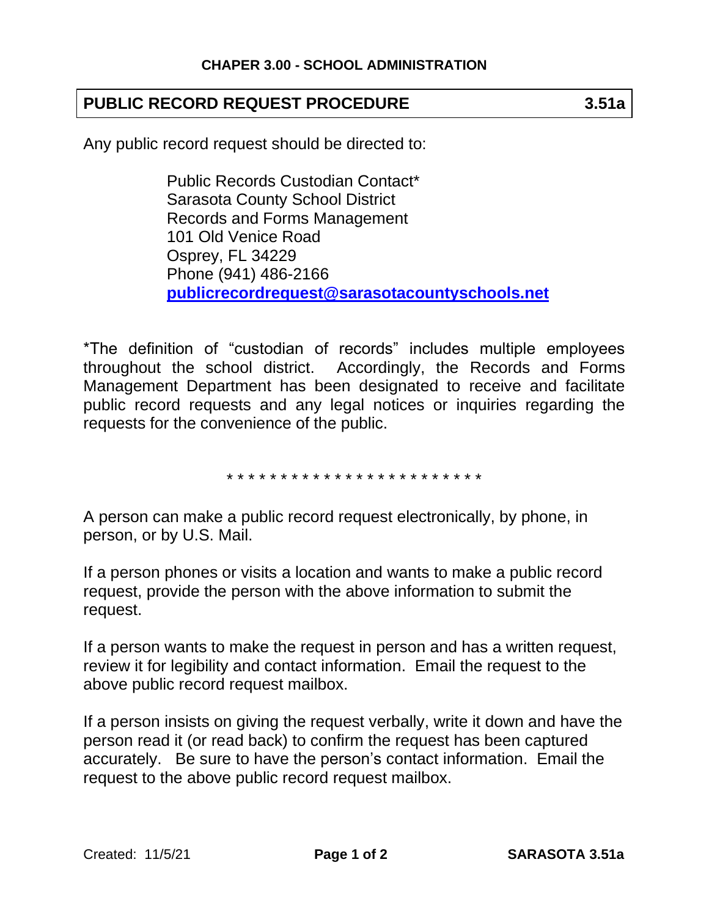**CHAPER 3.00 - SCHOOL ADMINISTRATION**

## PUBLIC RECORD REQUEST PROCEDURE 3.51a

Any public record request should be directed to:

> Public Records Custodian Contact*
> Sarasota County School District
> Records and Forms Management
> 101 Old Venice Road
> Osprey, FL 34229
> Phone (941) 486-2166
> **publicrecordrequest@sarasotacountyschools.net**

*The definition of "custodian of records" includes multiple employees throughout the school district. Accordingly, the Records and Forms Management Department has been designated to receive and facilitate public record requests and any legal notices or inquiries regarding the requests for the convenience of the public.

* * * * * * * * * * * * * * * * * * * * * * * * *

A person can make a public record request electronically, by phone, in person, or by U.S. Mail.

If a person phones or visits a location and wants to make a public record request, provide the person with the above information to submit the request.

If a person wants to make the request in person and has a written request, review it for legibility and contact information. Email the request to the above public record request mailbox.

If a person insists on giving the request verbally, write it down and have the person read it (or read back) to confirm the request has been captured accurately. Be sure to have the person's contact information. Email the request to the above public record request mailbox.

Created: 11/5/21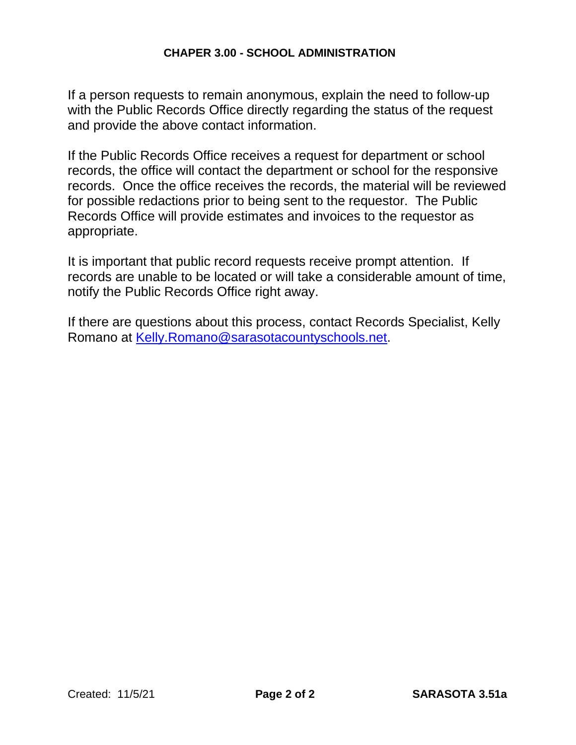If a person requests to remain anonymous, explain the need to follow-up with the Public Records Office directly regarding the status of the request and provide the above contact information.

If the Public Records Office receives a request for department or school records, the office will contact the department or school for the responsive records. Once the office receives the records, the material will be reviewed for possible redactions prior to being sent to the requestor. The Public Records Office will provide estimates and invoices to the requestor as appropriate.

It is important that public record requests receive prompt attention. If records are unable to be located or will take a considerable amount of time, notify the Public Records Office right away.

If there are questions about this process, contact Records Specialist, Kelly Romano at Kelly.Romano@sarasotacountyschools.net.